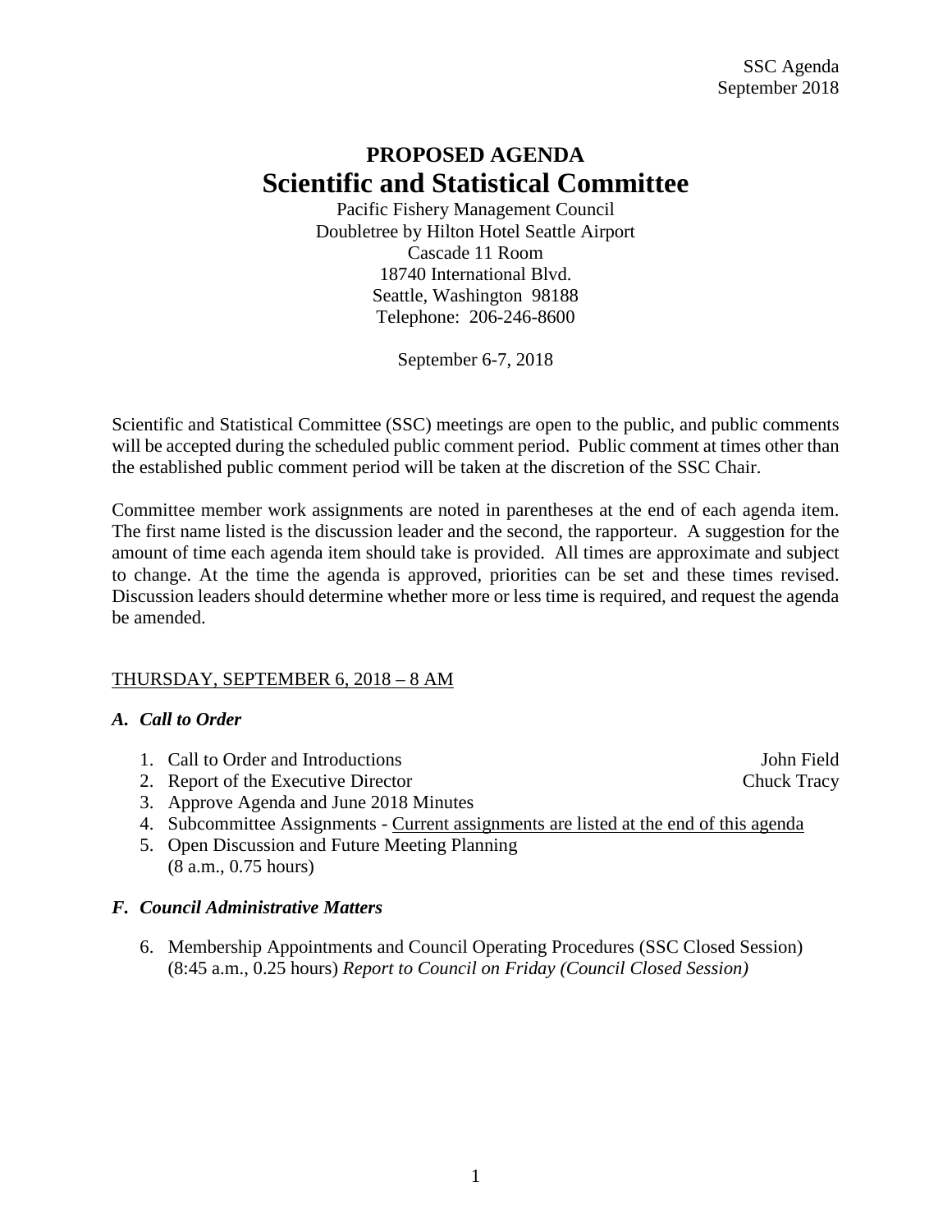# PROPOSED AGENDA

# Scientific and Statistical Committee

Pacific Fishery Management Council
Doubletree by Hilton Hotel Seattle Airport
Cascade 11 Room
18740 International Blvd.
Seattle, Washington 98188
Telephone: 206-246-8600

September 6-7, 2018

Scientific and Statistical Committee (SSC) meetings are open to the public, and public comments will be accepted during the scheduled public comment period. Public comment at times other than the established public comment period will be taken at the discretion of the SSC Chair.

Committee member work assignments are noted in parentheses at the end of each agenda item. The first name listed is the discussion leader and the second, the rapporteur. A suggestion for the amount of time each agenda item should take is provided. All times are approximate and subject to change. At the time the agenda is approved, priorities can be set and these times revised. Discussion leaders should determine whether more or less time is required, and request the agenda be amended.

## THURSDAY, SEPTEMBER 6, 2018 – 8 AM

### *A. Call to Order*

1. Call to Order and Introductions — John Field
2. Report of the Executive Director — Chuck Tracy
3. Approve Agenda and June 2018 Minutes
4. Subcommittee Assignments - Current assignments are listed at the end of this agenda
5. Open Discussion and Future Meeting Planning
   (8 a.m., 0.75 hours)

### *F. Council Administrative Matters*

6. Membership Appointments and Council Operating Procedures (SSC Closed Session)
   (8:45 a.m., 0.25 hours) *Report to Council on Friday (Council Closed Session)*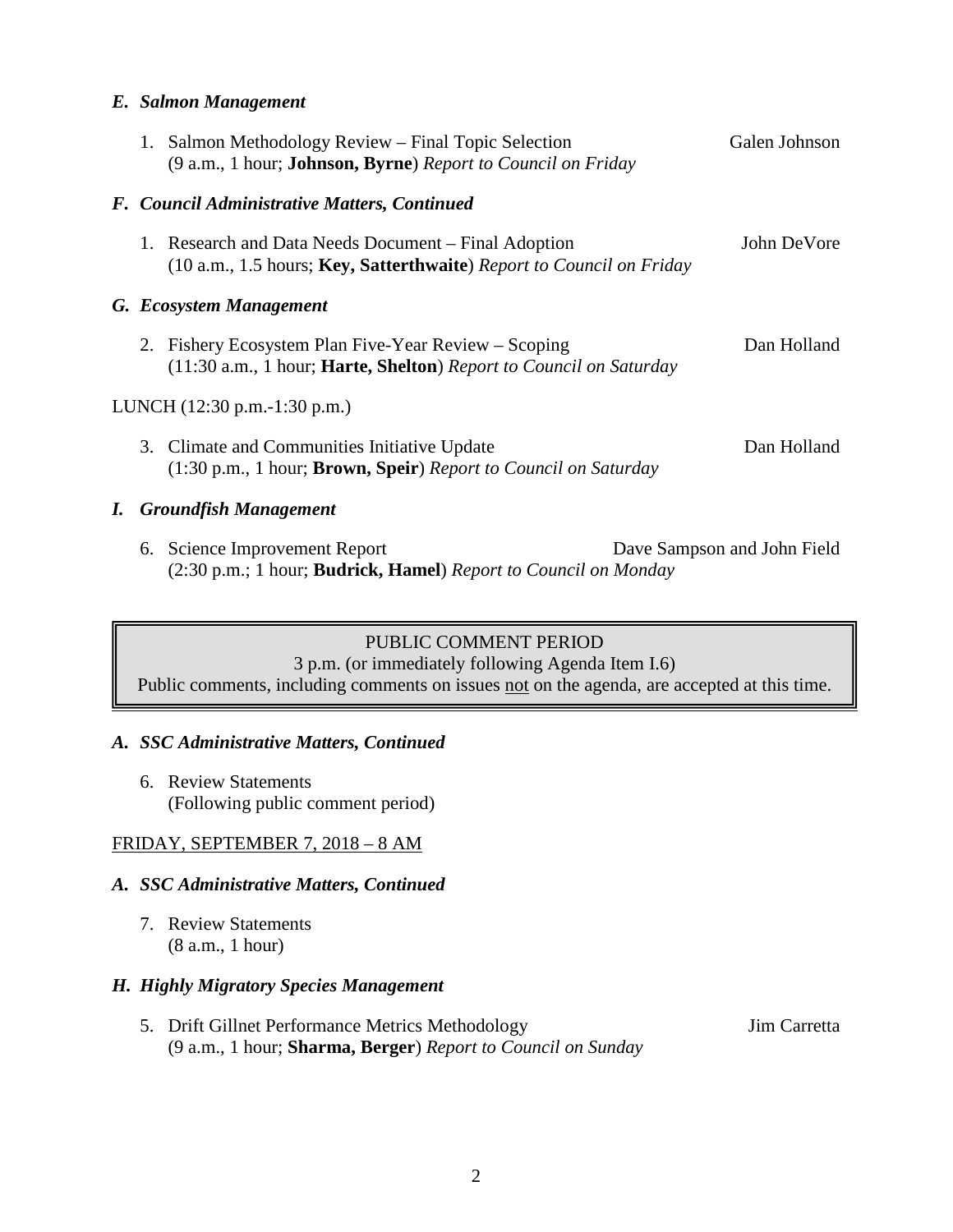### *E. Salmon Management*

1. Salmon Methodology Review – Final Topic Selection — Galen Johnson
   (9 a.m., 1 hour; **Johnson, Byrne**) *Report to Council on Friday*

### *F. Council Administrative Matters, Continued*

1. Research and Data Needs Document – Final Adoption — John DeVore
   (10 a.m., 1.5 hours; **Key, Satterthwaite**) *Report to Council on Friday*

### *G. Ecosystem Management*

2. Fishery Ecosystem Plan Five-Year Review – Scoping — Dan Holland
   (11:30 a.m., 1 hour; **Harte, Shelton**) *Report to Council on Saturday*

LUNCH (12:30 p.m.-1:30 p.m.)

3. Climate and Communities Initiative Update — Dan Holland
   (1:30 p.m., 1 hour; **Brown, Speir**) *Report to Council on Saturday*

### *I. Groundfish Management*

6. Science Improvement Report — Dave Sampson and John Field
   (2:30 p.m.; 1 hour; **Budrick, Hamel**) *Report to Council on Monday*

PUBLIC COMMENT PERIOD
3 p.m. (or immediately following Agenda Item I.6)
Public comments, including comments on issues not on the agenda, are accepted at this time.

### *A. SSC Administrative Matters, Continued*

6. Review Statements
   (Following public comment period)

FRIDAY, SEPTEMBER 7, 2018 – 8 AM

### *A. SSC Administrative Matters, Continued*

7. Review Statements
   (8 a.m., 1 hour)

### *H. Highly Migratory Species Management*

5. Drift Gillnet Performance Metrics Methodology — Jim Carretta
   (9 a.m., 1 hour; **Sharma, Berger**) *Report to Council on Sunday*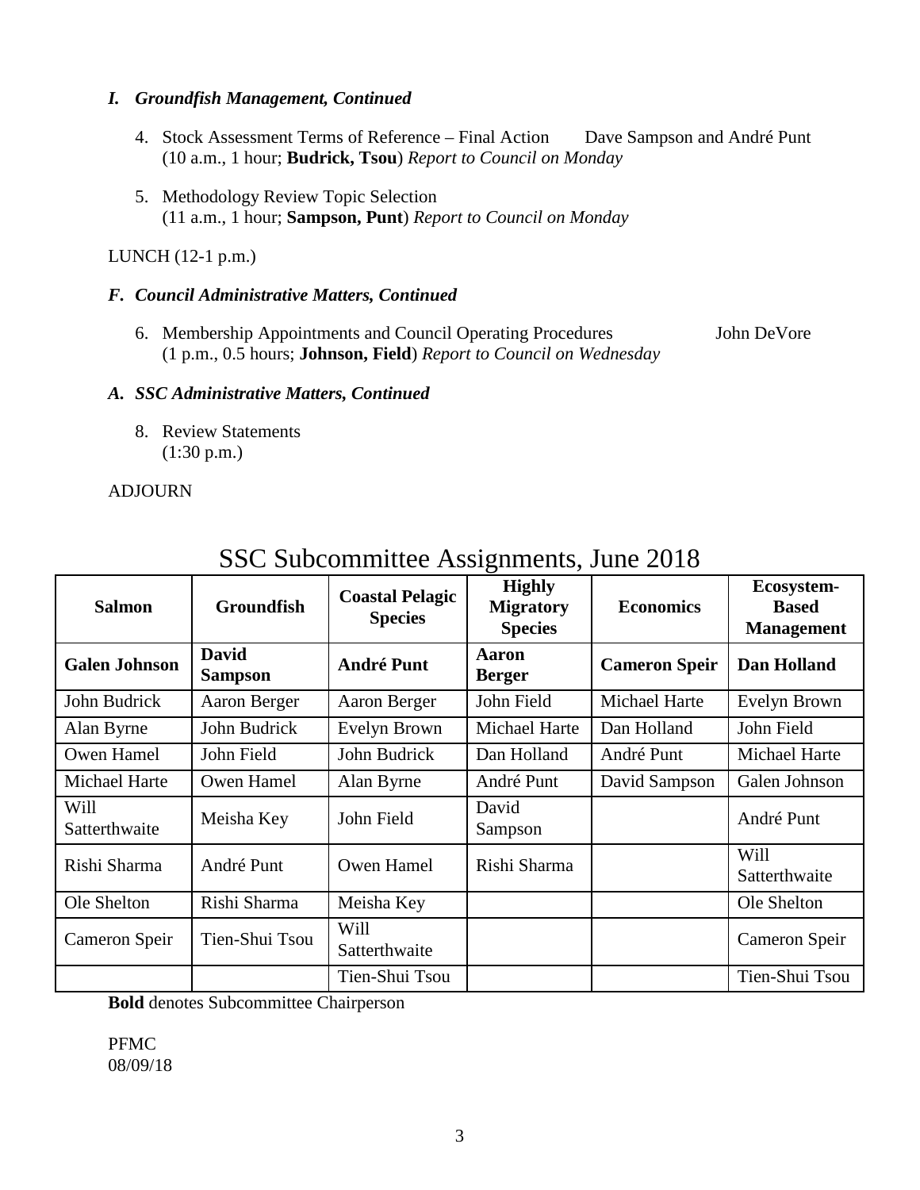### *I. Groundfish Management, Continued*

4. Stock Assessment Terms of Reference – Final Action Dave Sampson and André Punt
   (10 a.m., 1 hour; **Budrick, Tsou**) *Report to Council on Monday*

5. Methodology Review Topic Selection
   (11 a.m., 1 hour; **Sampson, Punt**) *Report to Council on Monday*

LUNCH (12-1 p.m.)

### *F. Council Administrative Matters, Continued*

6. Membership Appointments and Council Operating Procedures John DeVore
   (1 p.m., 0.5 hours; **Johnson, Field**) *Report to Council on Wednesday*

### *A. SSC Administrative Matters, Continued*

8. Review Statements
   (1:30 p.m.)

ADJOURN

## SSC Subcommittee Assignments, June 2018

| Salmon | Groundfish | Coastal Pelagic Species | Highly Migratory Species | Economics | Ecosystem-Based Management |
|---|---|---|---|---|---|
| **Galen Johnson** | **David Sampson** | **André Punt** | **Aaron Berger** | **Cameron Speir** | **Dan Holland** |
| John Budrick | Aaron Berger | Aaron Berger | John Field | Michael Harte | Evelyn Brown |
| Alan Byrne | John Budrick | Evelyn Brown | Michael Harte | Dan Holland | John Field |
| Owen Hamel | John Field | John Budrick | Dan Holland | André Punt | Michael Harte |
| Michael Harte | Owen Hamel | Alan Byrne | André Punt | David Sampson | Galen Johnson |
| Will Satterthwaite | Meisha Key | John Field | David Sampson | | André Punt |
| Rishi Sharma | André Punt | Owen Hamel | Rishi Sharma | | Will Satterthwaite |
| Ole Shelton | Rishi Sharma | Meisha Key | | | Ole Shelton |
| Cameron Speir | Tien-Shui Tsou | Will Satterthwaite | | | Cameron Speir |
| | | Tien-Shui Tsou | | | Tien-Shui Tsou |

**Bold** denotes Subcommittee Chairperson

PFMC
08/09/18